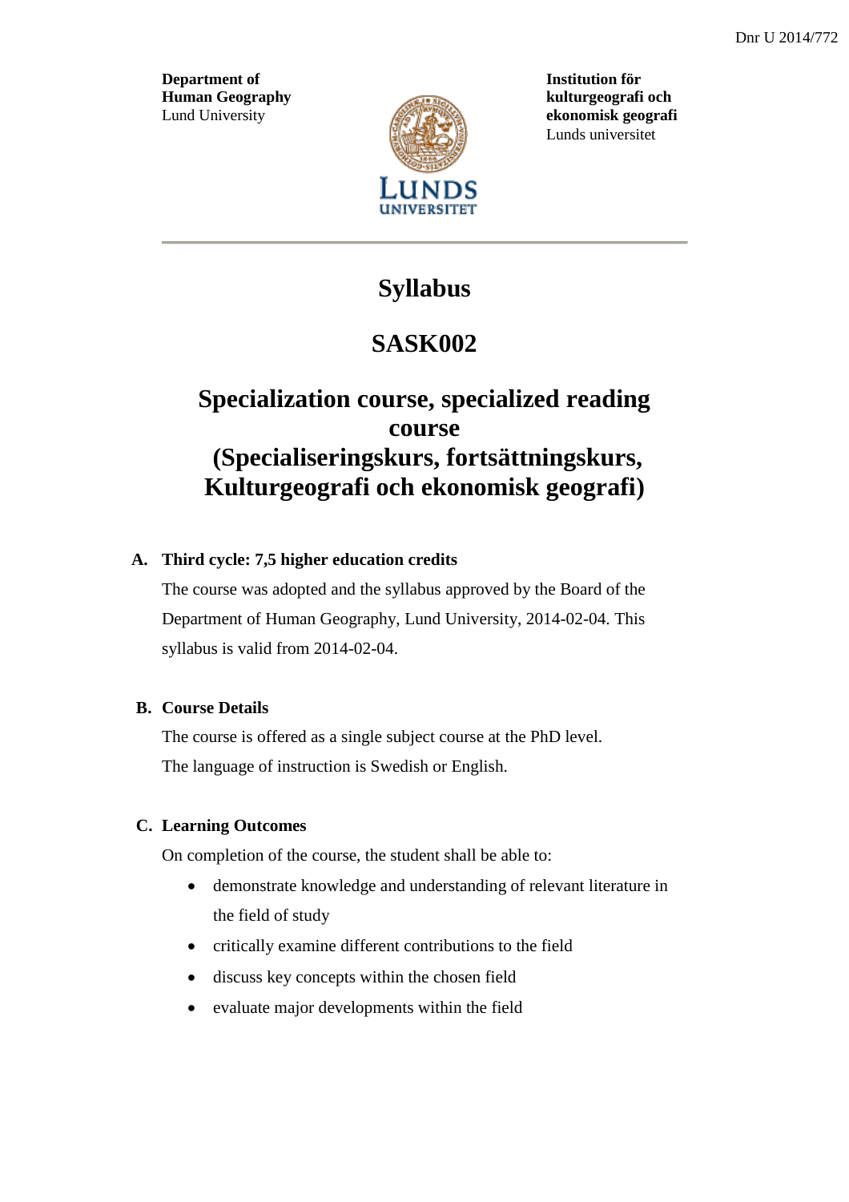Dnr U 2014/772

**Department of Human Geography**
Lund University

**Institution för kulturgeografi och ekonomisk geografi**
Lunds universitet

# Syllabus

# SASK002

# Specialization course, specialized reading course (Specialiseringskurs, fortsättningskurs, Kulturgeografi och ekonomisk geografi)

## A. Third cycle: 7,5 higher education credits

The course was adopted and the syllabus approved by the Board of the Department of Human Geography, Lund University, 2014-02-04. This syllabus is valid from 2014-02-04.

## B. Course Details

The course is offered as a single subject course at the PhD level.
The language of instruction is Swedish or English.

## C. Learning Outcomes

On completion of the course, the student shall be able to:

- demonstrate knowledge and understanding of relevant literature in the field of study
- critically examine different contributions to the field
- discuss key concepts within the chosen field
- evaluate major developments within the field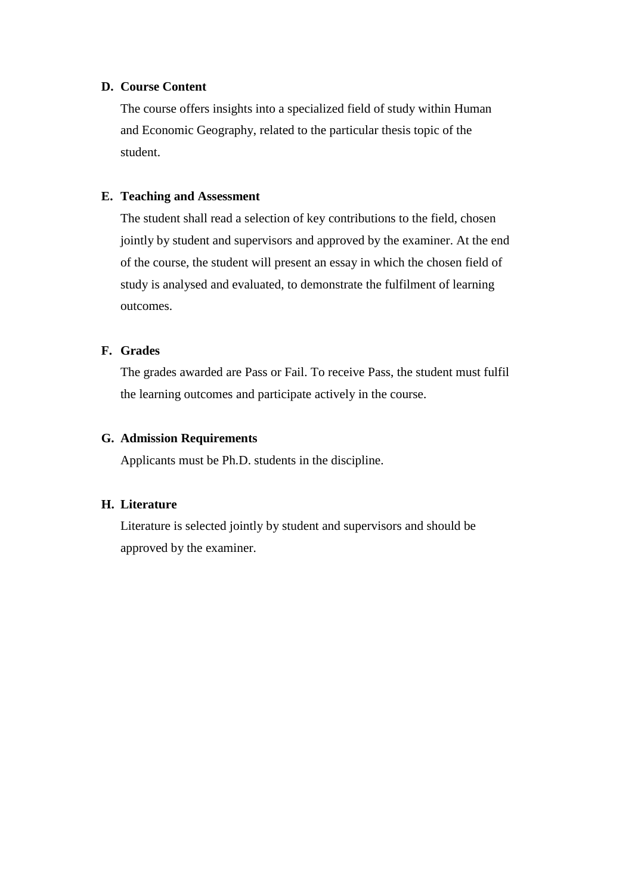**D. Course Content**

The course offers insights into a specialized field of study within Human and Economic Geography, related to the particular thesis topic of the student.

**E. Teaching and Assessment**

The student shall read a selection of key contributions to the field, chosen jointly by student and supervisors and approved by the examiner. At the end of the course, the student will present an essay in which the chosen field of study is analysed and evaluated, to demonstrate the fulfilment of learning outcomes.

**F. Grades**

The grades awarded are Pass or Fail. To receive Pass, the student must fulfil the learning outcomes and participate actively in the course.

**G. Admission Requirements**

Applicants must be Ph.D. students in the discipline.

**H. Literature**

Literature is selected jointly by student and supervisors and should be approved by the examiner.